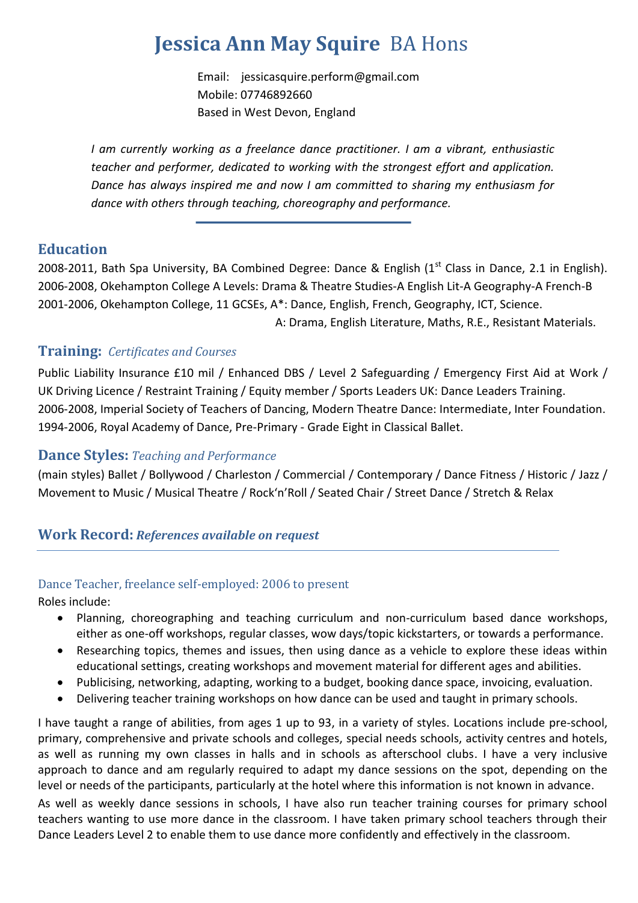# Jessica Ann May Squire BA Hons

Email: jessicasquire.perform@gmail.com
Mobile: 07746892660
Based in West Devon, England

*I am currently working as a freelance dance practitioner. I am a vibrant, enthusiastic teacher and performer, dedicated to working with the strongest effort and application. Dance has always inspired me and now I am committed to sharing my enthusiasm for dance with others through teaching, choreography and performance.*

## Education

2008-2011, Bath Spa University, BA Combined Degree: Dance & English (1st Class in Dance, 2.1 in English).
2006-2008, Okehampton College A Levels: Drama & Theatre Studies-A English Lit-A Geography-A French-B
2001-2006, Okehampton College, 11 GCSEs, A*: Dance, English, French, Geography, ICT, Science.
A: Drama, English Literature, Maths, R.E., Resistant Materials.

## Training: *Certificates and Courses*

Public Liability Insurance £10 mil / Enhanced DBS / Level 2 Safeguarding / Emergency First Aid at Work / UK Driving Licence / Restraint Training / Equity member / Sports Leaders UK: Dance Leaders Training.
2006-2008, Imperial Society of Teachers of Dancing, Modern Theatre Dance: Intermediate, Inter Foundation.
1994-2006, Royal Academy of Dance, Pre-Primary - Grade Eight in Classical Ballet.

## Dance Styles: *Teaching and Performance*

(main styles) Ballet / Bollywood / Charleston / Commercial / Contemporary / Dance Fitness / Historic / Jazz / Movement to Music / Musical Theatre / Rock'n'Roll / Seated Chair / Street Dance / Stretch & Relax

## Work Record: ***References available on request***

### Dance Teacher, freelance self-employed: 2006 to present

Roles include:

- Planning, choreographing and teaching curriculum and non-curriculum based dance workshops, either as one-off workshops, regular classes, wow days/topic kickstarters, or towards a performance.
- Researching topics, themes and issues, then using dance as a vehicle to explore these ideas within educational settings, creating workshops and movement material for different ages and abilities.
- Publicising, networking, adapting, working to a budget, booking dance space, invoicing, evaluation.
- Delivering teacher training workshops on how dance can be used and taught in primary schools.

I have taught a range of abilities, from ages 1 up to 93, in a variety of styles. Locations include pre-school, primary, comprehensive and private schools and colleges, special needs schools, activity centres and hotels, as well as running my own classes in halls and in schools as afterschool clubs. I have a very inclusive approach to dance and am regularly required to adapt my dance sessions on the spot, depending on the level or needs of the participants, particularly at the hotel where this information is not known in advance.

As well as weekly dance sessions in schools, I have also run teacher training courses for primary school teachers wanting to use more dance in the classroom. I have taken primary school teachers through their Dance Leaders Level 2 to enable them to use dance more confidently and effectively in the classroom.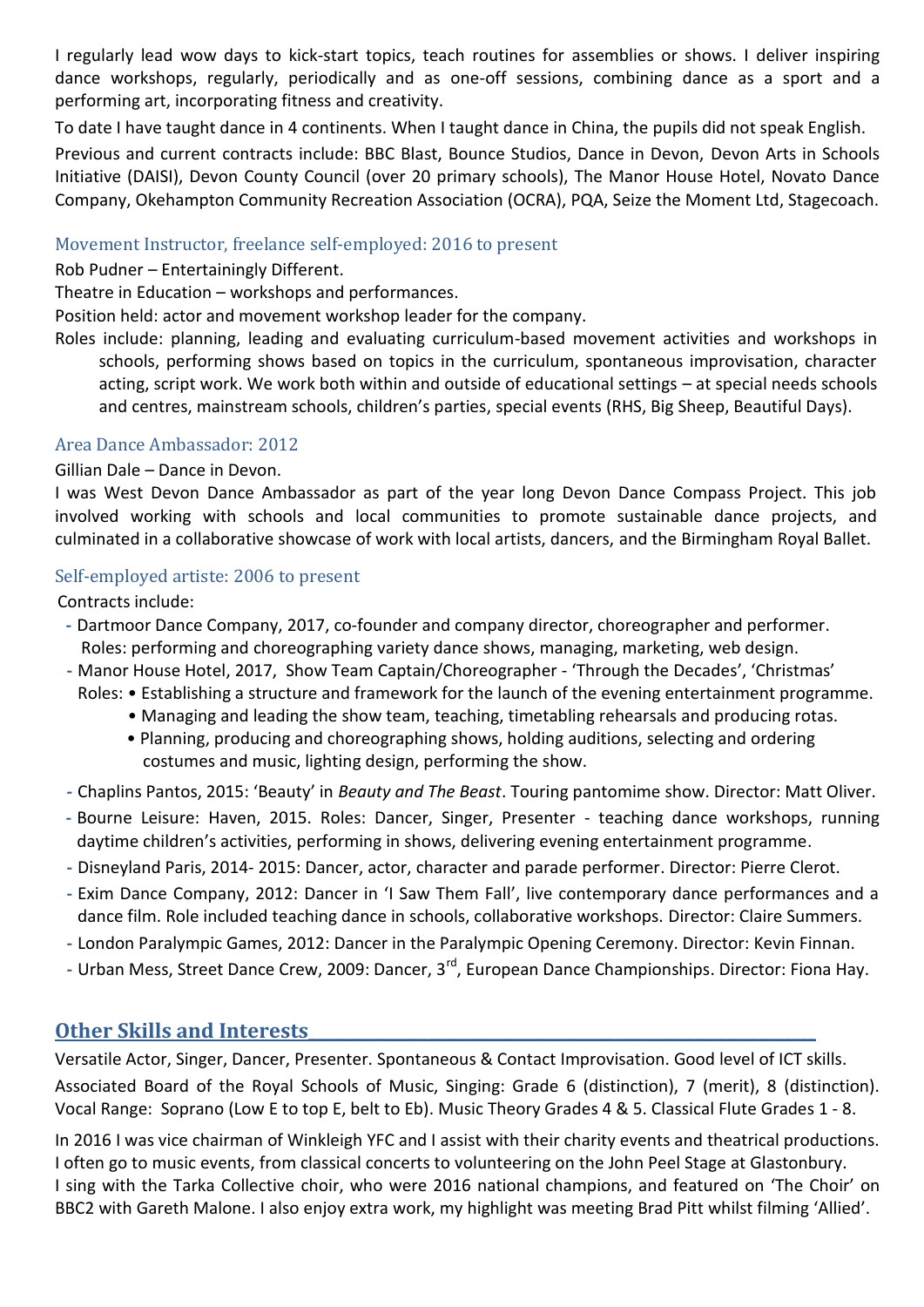I regularly lead wow days to kick-start topics, teach routines for assemblies or shows. I deliver inspiring dance workshops, regularly, periodically and as one-off sessions, combining dance as a sport and a performing art, incorporating fitness and creativity.

To date I have taught dance in 4 continents. When I taught dance in China, the pupils did not speak English.

Previous and current contracts include: BBC Blast, Bounce Studios, Dance in Devon, Devon Arts in Schools Initiative (DAISI), Devon County Council (over 20 primary schools), The Manor House Hotel, Novato Dance Company, Okehampton Community Recreation Association (OCRA), PQA, Seize the Moment Ltd, Stagecoach.

### Movement Instructor, freelance self-employed: 2016 to present

Rob Pudner – Entertainingly Different.

Theatre in Education – workshops and performances.

Position held: actor and movement workshop leader for the company.

Roles include: planning, leading and evaluating curriculum-based movement activities and workshops in schools, performing shows based on topics in the curriculum, spontaneous improvisation, character acting, script work. We work both within and outside of educational settings – at special needs schools and centres, mainstream schools, children's parties, special events (RHS, Big Sheep, Beautiful Days).

### Area Dance Ambassador: 2012

Gillian Dale – Dance in Devon.

I was West Devon Dance Ambassador as part of the year long Devon Dance Compass Project. This job involved working with schools and local communities to promote sustainable dance projects, and culminated in a collaborative showcase of work with local artists, dancers, and the Birmingham Royal Ballet.

### Self-employed artiste: 2006 to present

Contracts include:

- Dartmoor Dance Company, 2017, co-founder and company director, choreographer and performer. Roles: performing and choreographing variety dance shows, managing, marketing, web design.
- Manor House Hotel, 2017, Show Team Captain/Choreographer - 'Through the Decades', 'Christmas'
  Roles:
  - Establishing a structure and framework for the launch of the evening entertainment programme.
  - Managing and leading the show team, teaching, timetabling rehearsals and producing rotas.
  - Planning, producing and choreographing shows, holding auditions, selecting and ordering costumes and music, lighting design, performing the show.
- Chaplins Pantos, 2015: 'Beauty' in *Beauty and The Beast*. Touring pantomime show. Director: Matt Oliver.
- Bourne Leisure: Haven, 2015. Roles: Dancer, Singer, Presenter - teaching dance workshops, running daytime children's activities, performing in shows, delivering evening entertainment programme.
- Disneyland Paris, 2014- 2015: Dancer, actor, character and parade performer. Director: Pierre Clerot.
- Exim Dance Company, 2012: Dancer in 'I Saw Them Fall', live contemporary dance performances and a dance film. Role included teaching dance in schools, collaborative workshops. Director: Claire Summers.
- London Paralympic Games, 2012: Dancer in the Paralympic Opening Ceremony. Director: Kevin Finnan.
- Urban Mess, Street Dance Crew, 2009: Dancer, 3rd, European Dance Championships. Director: Fiona Hay.

## Other Skills and Interests

Versatile Actor, Singer, Dancer, Presenter. Spontaneous & Contact Improvisation. Good level of ICT skills.

Associated Board of the Royal Schools of Music, Singing: Grade 6 (distinction), 7 (merit), 8 (distinction). Vocal Range: Soprano (Low E to top E, belt to Eb). Music Theory Grades 4 & 5. Classical Flute Grades 1 - 8.

In 2016 I was vice chairman of Winkleigh YFC and I assist with their charity events and theatrical productions. I often go to music events, from classical concerts to volunteering on the John Peel Stage at Glastonbury. I sing with the Tarka Collective choir, who were 2016 national champions, and featured on 'The Choir' on BBC2 with Gareth Malone. I also enjoy extra work, my highlight was meeting Brad Pitt whilst filming 'Allied'.